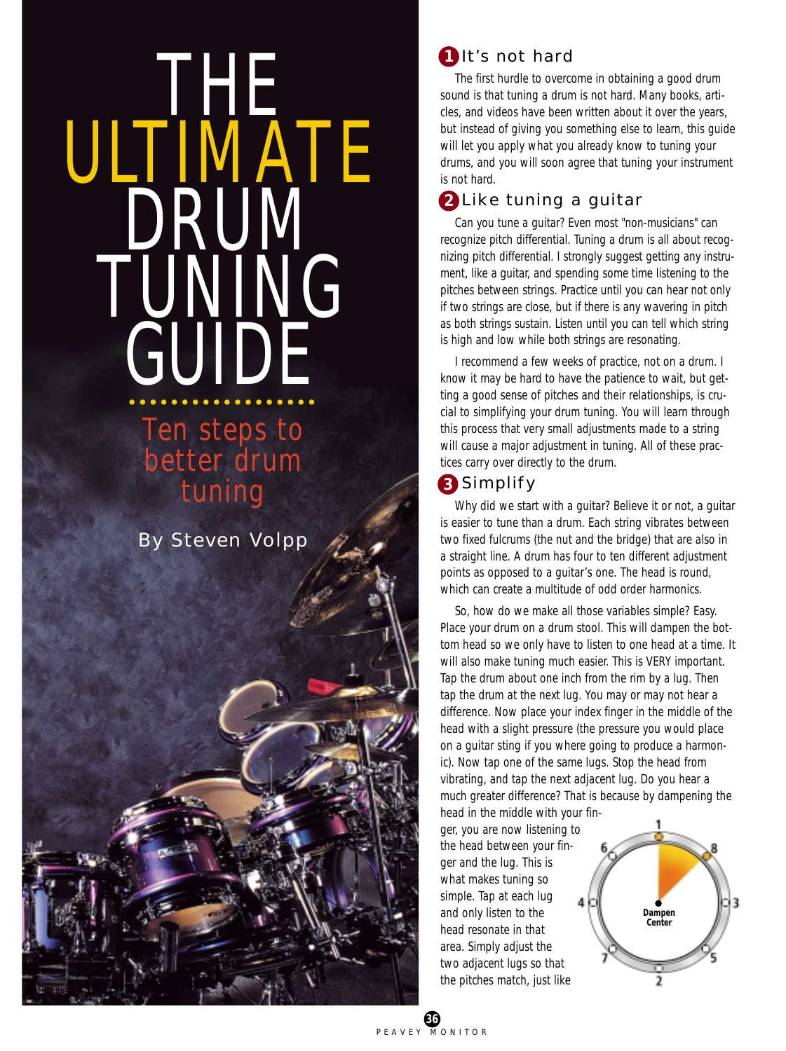# THE ULTIMATE DRUM TUNING GUIDE

## Ten steps to better drum tuning

By Steven Volpp

### 1 It's not hard

The first hurdle to overcome in obtaining a good drum sound is that tuning a drum is not hard. Many books, articles, and videos have been written about it over the years, but instead of giving you something else to learn, this guide will let you apply what you already know to tuning your drums, and you will soon agree that tuning your instrument is not hard.

### 2 Like tuning a guitar

Can you tune a guitar? Even most "non-musicians" can recognize pitch differential. Tuning a drum is all about recognizing pitch differential. I strongly suggest getting any instrument, like a guitar, and spending some time listening to the pitches between strings. Practice until you can hear not only if two strings are close, but if there is any wavering in pitch as both strings sustain. Listen until you can tell which string is high and low while both strings are resonating.

I recommend a few weeks of practice, not on a drum. I know it may be hard to have the patience to wait, but getting a good sense of pitches and their relationships, is crucial to simplifying your drum tuning. You will learn through this process that very small adjustments made to a string will cause a major adjustment in tuning. All of these practices carry over directly to the drum.

### 3 Simplify

Why did we start with a guitar? Believe it or not, a guitar is easier to tune than a drum. Each string vibrates between two fixed fulcrums (the nut and the bridge) that are also in a straight line. A drum has four to ten different adjustment points as opposed to a guitar's one. The head is round, which can create a multitude of odd order harmonics.

So, how do we make all those variables simple? Easy. Place your drum on a drum stool. This will dampen the bottom head so we only have to listen to one head at a time. It will also make tuning much easier. This is VERY important. Tap the drum about one inch from the rim by a lug. Then tap the drum at the next lug. You may or may not hear a difference. Now place your index finger in the middle of the head with a slight pressure (the pressure you would place on a guitar sting if you where going to produce a harmonic). Now tap one of the same lugs. Stop the head from vibrating, and tap the next adjacent lug. Do you hear a much greater difference? That is because by dampening the head in the middle with your finger, you are now listening to the head between your finger and the lug. This is what makes tuning so simple. Tap at each lug and only listen to the head resonate in that area. Simply adjust the two adjacent lugs so that the pitches match, just like

Dampen Center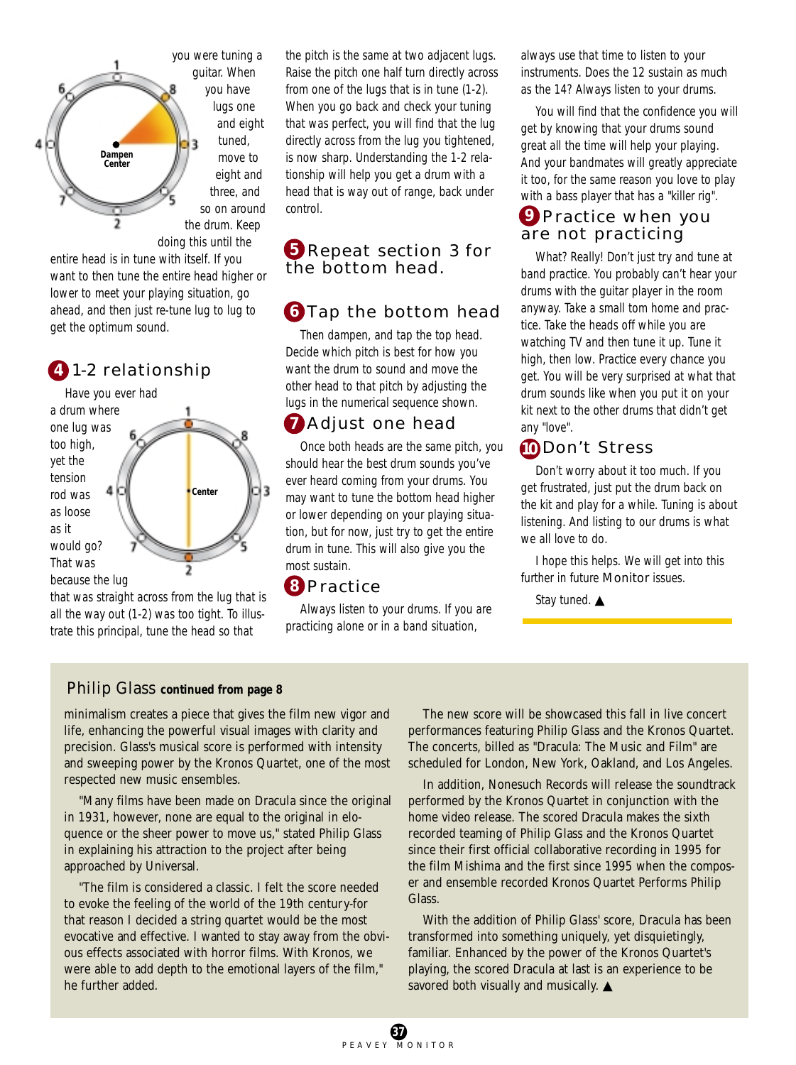you were tuning a guitar. When you have lugs one and eight tuned, move to eight and three, and so on around the drum. Keep doing this until the entire head is in tune with itself. If you want to then tune the entire head higher or lower to meet your playing situation, go ahead, and then just re-tune lug to lug to get the optimum sound.

1
6
8
4
Dampen Center
3
7
5
2

## 4 1-2 relationship

Have you ever had a drum where one lug was too high, yet the tension rod was as loose as it would go? That was because the lug that was straight across from the lug that is all the way out (1-2) was too tight. To illustrate this principal, tune the head so that the pitch is the same at two adjacent lugs. Raise the pitch one half turn directly across from one of the lugs that is in tune (1-2). When you go back and check your tuning that was perfect, you will find that the lug directly across from the lug you tightened, is now sharp. Understanding the 1-2 relationship will help you get a drum with a head that is way out of range, back under control.

1
6
8
4
Center
3
7
5
2

## 5 Repeat section 3 for the bottom head.

## 6 Tap the bottom head

Then dampen, and tap the top head. Decide which pitch is best for how you want the drum to sound and move the other head to that pitch by adjusting the lugs in the numerical sequence shown.

## 7 Adjust one head

Once both heads are the same pitch, you should hear the best drum sounds you've ever heard coming from your drums. You may want to tune the bottom head higher or lower depending on your playing situation, but for now, just try to get the entire drum in tune. This will also give you the most sustain.

## 8 Practice

Always listen to your drums. If you are practicing alone or in a band situation, always use that time to listen to your instruments. Does the 12 sustain as much as the 14? Always listen to your drums.

You will find that the confidence you will get by knowing that your drums sound great all the time will help your playing. And your bandmates will greatly appreciate it too, for the same reason you love to play with a bass player that has a "killer rig".

## 9 Practice when you are not practicing

What? Really! Don't just try and tune at band practice. You probably can't hear your drums with the guitar player in the room anyway. Take a small tom home and practice. Take the heads off while you are watching TV and then tune it up. Tune it high, then low. Practice every chance you get. You will be very surprised at what that drum sounds like when you put it on your kit next to the other drums that didn't get any "love".

## 10 Don't Stress

Don't worry about it too much. If you get frustrated, just put the drum back on the kit and play for a while. Tuning is about listening. And listing to our drums is what we all love to do.

I hope this helps. We will get into this further in future Monitor issues.

Stay tuned. ▲

---

### Philip Glass **continued from page 8**

minimalism creates a piece that gives the film new vigor and life, enhancing the powerful visual images with clarity and precision. Glass's musical score is performed with intensity and sweeping power by the Kronos Quartet, one of the most respected new music ensembles.

"Many films have been made on Dracula since the original in 1931, however, none are equal to the original in eloquence or the sheer power to move us," stated Philip Glass in explaining his attraction to the project after being approached by Universal.

"The film is considered a classic. I felt the score needed to evoke the feeling of the world of the 19th century-for that reason I decided a string quartet would be the most evocative and effective. I wanted to stay away from the obvious effects associated with horror films. With Kronos, we were able to add depth to the emotional layers of the film," he further added.

The new score will be showcased this fall in live concert performances featuring Philip Glass and the Kronos Quartet. The concerts, billed as "Dracula: The Music and Film" are scheduled for London, New York, Oakland, and Los Angeles.

In addition, Nonesuch Records will release the soundtrack performed by the Kronos Quartet in conjunction with the home video release. The scored Dracula makes the sixth recorded teaming of Philip Glass and the Kronos Quartet since their first official collaborative recording in 1995 for the film Mishima and the first since 1995 when the composer and ensemble recorded Kronos Quartet Performs Philip Glass.

With the addition of Philip Glass' score, Dracula has been transformed into something uniquely, yet disquietingly, familiar. Enhanced by the power of the Kronos Quartet's playing, the scored Dracula at last is an experience to be savored both visually and musically. ▲